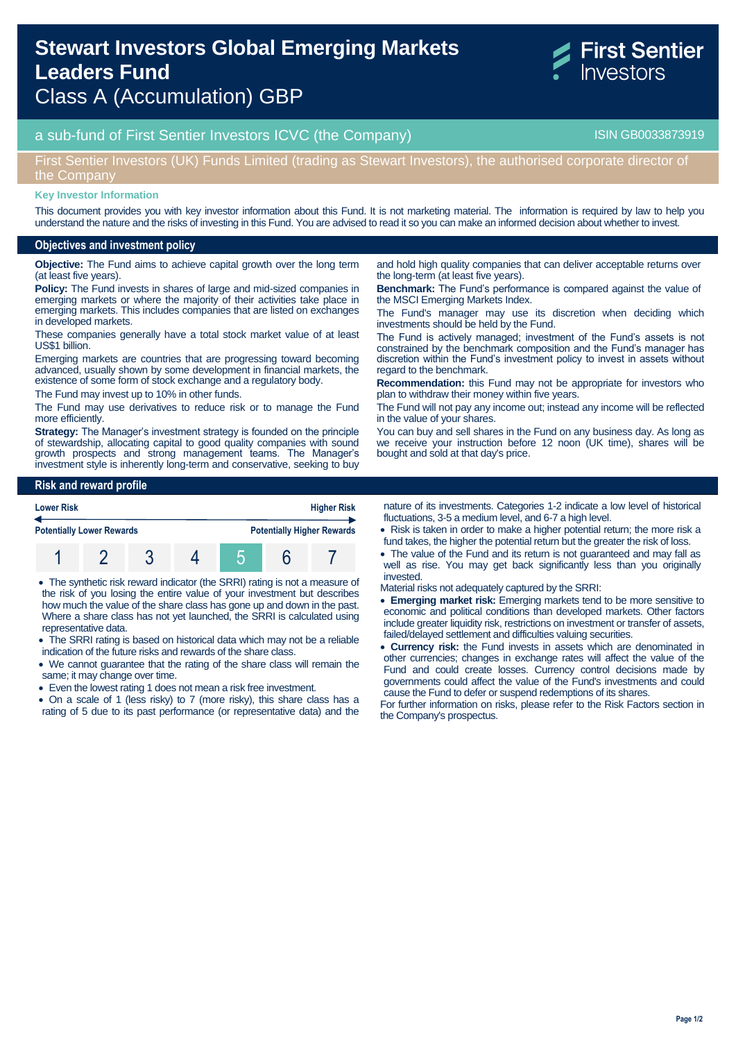# Stewart Investors Global Emerging Markets Leaders Fund
## Class A (Accumulation) GBP

First Sentier Investors

a sub-fund of First Sentier Investors ICVC (the Company) — ISIN GB0033873919

First Sentier Investors (UK) Funds Limited (trading as Stewart Investors), the authorised corporate director of the Company

**Key Investor Information**

This document provides you with key investor information about this Fund. It is not marketing material. The information is required by law to help you understand the nature and the risks of investing in this Fund. You are advised to read it so you can make an informed decision about whether to invest.

## Objectives and investment policy

**Objective:** The Fund aims to achieve capital growth over the long term (at least five years).

**Policy:** The Fund invests in shares of large and mid-sized companies in emerging markets or where the majority of their activities take place in emerging markets. This includes companies that are listed on exchanges in developed markets.

These companies generally have a total stock market value of at least US$1 billion.

Emerging markets are countries that are progressing toward becoming advanced, usually shown by some development in financial markets, the existence of some form of stock exchange and a regulatory body.

The Fund may invest up to 10% in other funds.

The Fund may use derivatives to reduce risk or to manage the Fund more efficiently.

**Strategy:** The Manager's investment strategy is founded on the principle of stewardship, allocating capital to good quality companies with sound growth prospects and strong management teams. The Manager's investment style is inherently long-term and conservative, seeking to buy and hold high quality companies that can deliver acceptable returns over the long-term (at least five years).

**Benchmark:** The Fund's performance is compared against the value of the MSCI Emerging Markets Index.

The Fund's manager may use its discretion when deciding which investments should be held by the Fund.

The Fund is actively managed; investment of the Fund's assets is not constrained by the benchmark composition and the Fund's manager has discretion within the Fund's investment policy to invest in assets without regard to the benchmark.

**Recommendation:** this Fund may not be appropriate for investors who plan to withdraw their money within five years.

The Fund will not pay any income out; instead any income will be reflected in the value of your shares.

You can buy and sell shares in the Fund on any business day. As long as we receive your instruction before 12 noon (UK time), shares will be bought and sold at that day's price.

## Risk and reward profile

| Lower Risk | | | | | | Higher Risk |
|---|---|---|---|---|---|---|
| Potentially Lower Rewards | | | | | | Potentially Higher Rewards |
| 1 | 2 | 3 | 4 | **5** | 6 | 7 |

- The synthetic risk reward indicator (the SRRI) rating is not a measure of the risk of you losing the entire value of your investment but describes how much the value of the share class has gone up and down in the past. Where a share class has not yet launched, the SRRI is calculated using representative data.
- The SRRI rating is based on historical data which may not be a reliable indication of the future risks and rewards of the share class.
- We cannot guarantee that the rating of the share class will remain the same; it may change over time.
- Even the lowest rating 1 does not mean a risk free investment.
- On a scale of 1 (less risky) to 7 (more risky), this share class has a rating of 5 due to its past performance (or representative data) and the nature of its investments. Categories 1-2 indicate a low level of historical fluctuations, 3-5 a medium level, and 6-7 a high level.
- Risk is taken in order to make a higher potential return; the more risk a fund takes, the higher the potential return but the greater the risk of loss.
- The value of the Fund and its return is not guaranteed and may fall as well as rise. You may get back significantly less than you originally invested.

Material risks not adequately captured by the SRRI:

- **Emerging market risk:** Emerging markets tend to be more sensitive to economic and political conditions than developed markets. Other factors include greater liquidity risk, restrictions on investment or transfer of assets, failed/delayed settlement and difficulties valuing securities.
- **Currency risk:** the Fund invests in assets which are denominated in other currencies; changes in exchange rates will affect the value of the Fund and could create losses. Currency control decisions made by governments could affect the value of the Fund's investments and could cause the Fund to defer or suspend redemptions of its shares.

For further information on risks, please refer to the Risk Factors section in the Company's prospectus.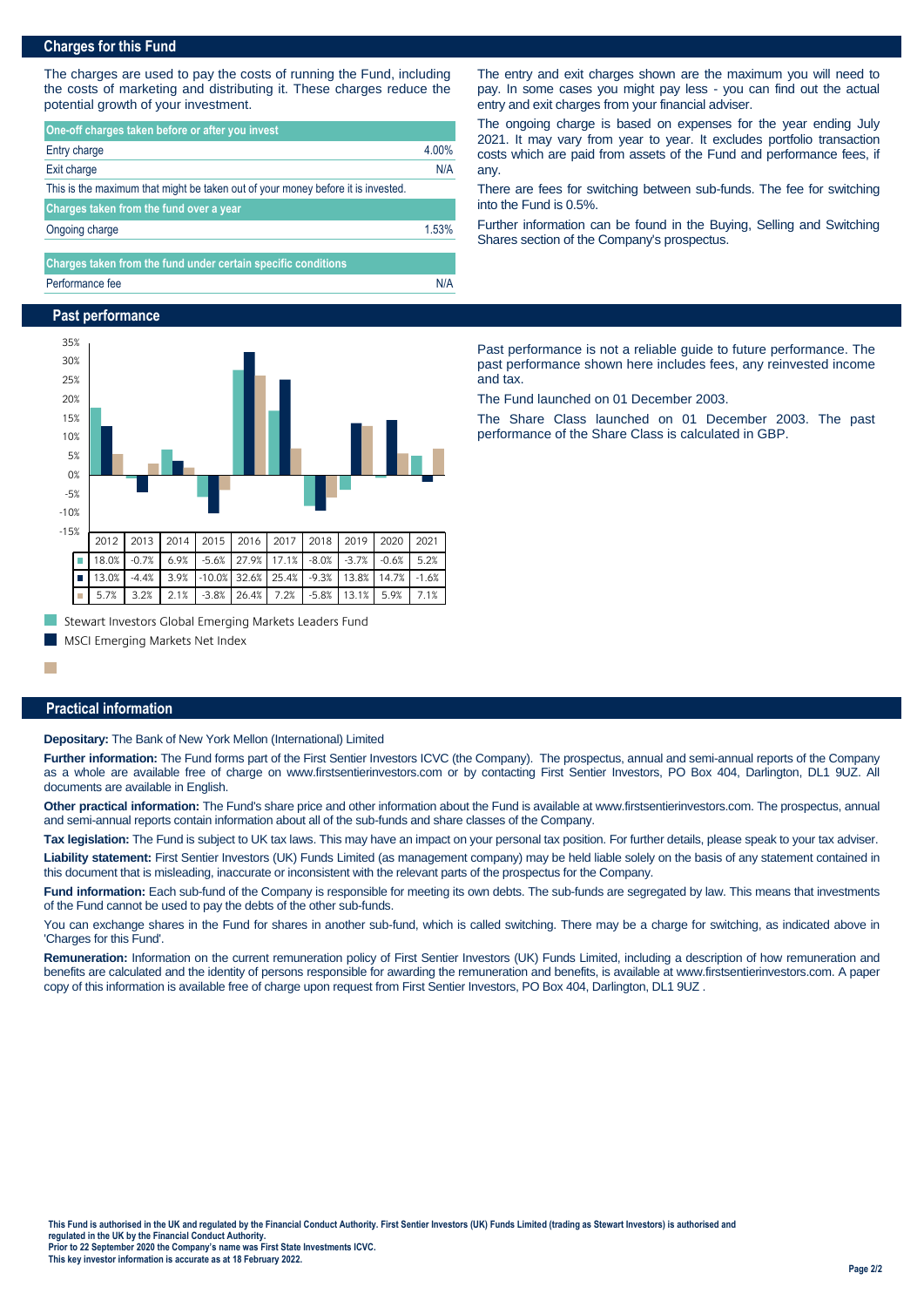## Charges for this Fund

The charges are used to pay the costs of running the Fund, including the costs of marketing and distributing it. These charges reduce the potential growth of your investment.

| One-off charges taken before or after you invest | |
|---|---|
| Entry charge | 4.00% |
| Exit charge | N/A |
| This is the maximum that might be taken out of your money before it is invested. | |
| **Charges taken from the fund over a year** | |
| Ongoing charge | 1.53% |
| **Charges taken from the fund under certain specific conditions** | |
| Performance fee | N/A |

The entry and exit charges shown are the maximum you will need to pay. In some cases you might pay less - you can find out the actual entry and exit charges from your financial adviser.

The ongoing charge is based on expenses for the year ending July 2021. It may vary from year to year. It excludes portfolio transaction costs which are paid from assets of the Fund and performance fees, if any.

There are fees for switching between sub-funds. The fee for switching into the Fund is 0.5%.

Further information can be found in the Buying, Selling and Switching Shares section of the Company's prospectus.

## Past performance

35%
30%
25%
20%
15%
10%
5%
0%
-5%
-10%
-15%

| | 2012 | 2013 | 2014 | 2015 | 2016 | 2017 | 2018 | 2019 | 2020 | 2021 |
|---|---|---|---|---|---|---|---|---|---|---|
| ■ | 18.0% | -0.7% | 6.9% | -5.6% | 27.9% | 17.1% | -8.0% | -3.7% | -0.6% | 5.2% |
| ■ | 13.0% | -4.4% | 3.9% | -10.0% | 32.6% | 25.4% | -9.3% | 13.8% | 14.7% | -1.6% |
| ■ | 5.7% | 3.2% | 2.1% | -3.8% | 26.4% | 7.2% | -5.8% | 13.1% | 5.9% | 7.1% |

Stewart Investors Global Emerging Markets Leaders Fund

MSCI Emerging Markets Net Index

Past performance is not a reliable guide to future performance. The past performance shown here includes fees, any reinvested income and tax.

The Fund launched on 01 December 2003.

The Share Class launched on 01 December 2003. The past performance of the Share Class is calculated in GBP.

## Practical information

**Depositary:** The Bank of New York Mellon (International) Limited

**Further information:** The Fund forms part of the First Sentier Investors ICVC (the Company). The prospectus, annual and semi-annual reports of the Company as a whole are available free of charge on www.firstsentierinvestors.com or by contacting First Sentier Investors, PO Box 404, Darlington, DL1 9UZ. All documents are available in English.

**Other practical information:** The Fund's share price and other information about the Fund is available at www.firstsentierinvestors.com. The prospectus, annual and semi-annual reports contain information about all of the sub-funds and share classes of the Company.

**Tax legislation:** The Fund is subject to UK tax laws. This may have an impact on your personal tax position. For further details, please speak to your tax adviser.

**Liability statement:** First Sentier Investors (UK) Funds Limited (as management company) may be held liable solely on the basis of any statement contained in this document that is misleading, inaccurate or inconsistent with the relevant parts of the prospectus for the Company.

**Fund information:** Each sub-fund of the Company is responsible for meeting its own debts. The sub-funds are segregated by law. This means that investments of the Fund cannot be used to pay the debts of the other sub-funds.

You can exchange shares in the Fund for shares in another sub-fund, which is called switching. There may be a charge for switching, as indicated above in 'Charges for this Fund'.

**Remuneration:** Information on the current remuneration policy of First Sentier Investors (UK) Funds Limited, including a description of how remuneration and benefits are calculated and the identity of persons responsible for awarding the remuneration and benefits, is available at www.firstsentierinvestors.com. A paper copy of this information is available free of charge upon request from First Sentier Investors, PO Box 404, Darlington, DL1 9UZ .

**This Fund is authorised in the UK and regulated by the Financial Conduct Authority. First Sentier Investors (UK) Funds Limited (trading as Stewart Investors) is authorised and regulated in the UK by the Financial Conduct Authority.**
**Prior to 22 September 2020 the Company's name was First State Investments ICVC.**
**This key investor information is accurate as at 18 February 2022.**